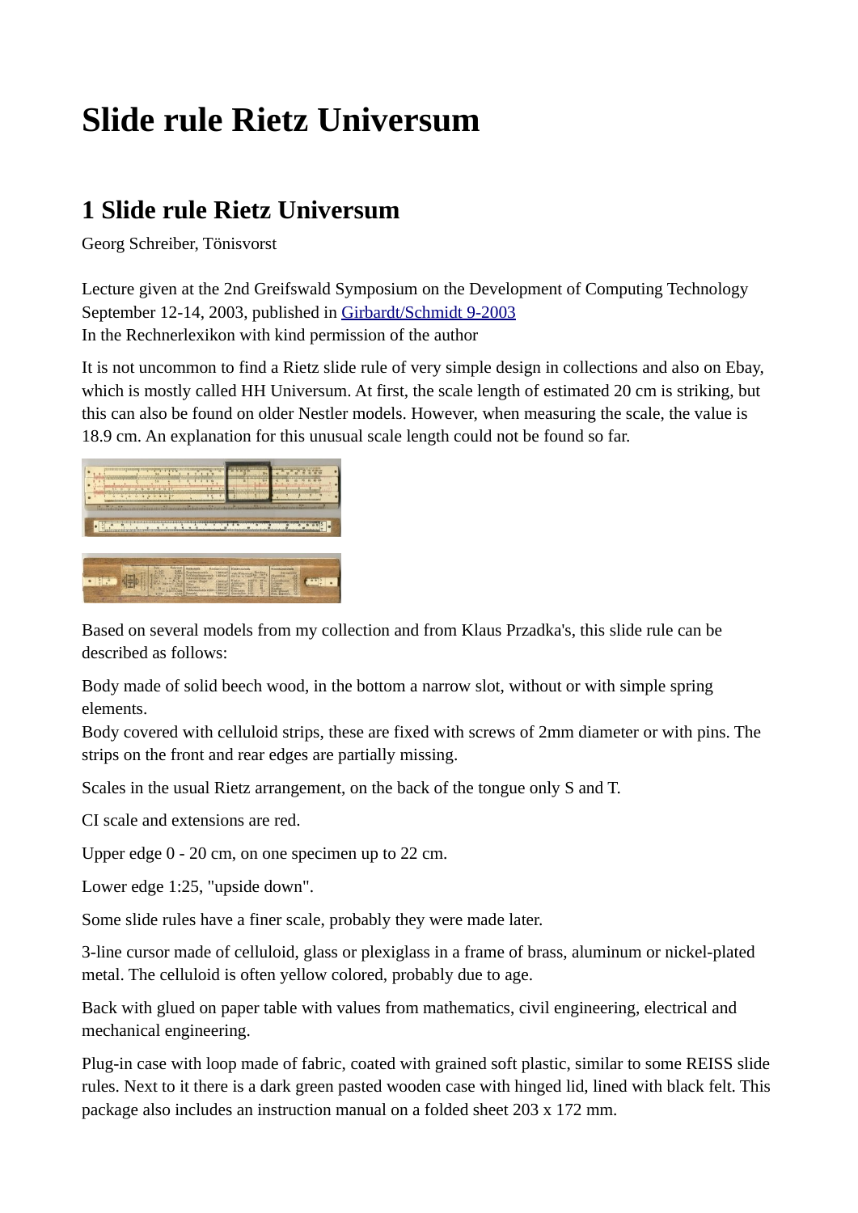# Slide rule Rietz Universum

## 1 Slide rule Rietz Universum

Georg Schreiber, Tönisvorst

Lecture given at the 2nd Greifswald Symposium on the Development of Computing Technology September 12-14, 2003, published in Girbardt/Schmidt 9-2003
In the Rechnerlexikon with kind permission of the author

It is not uncommon to find a Rietz slide rule of very simple design in collections and also on Ebay, which is mostly called HH Universum. At first, the scale length of estimated 20 cm is striking, but this can also be found on older Nestler models. However, when measuring the scale, the value is 18.9 cm. An explanation for this unusual scale length could not be found so far.

Based on several models from my collection and from Klaus Przadka's, this slide rule can be described as follows:

Body made of solid beech wood, in the bottom a narrow slot, without or with simple spring elements.
Body covered with celluloid strips, these are fixed with screws of 2mm diameter or with pins. The strips on the front and rear edges are partially missing.

Scales in the usual Rietz arrangement, on the back of the tongue only S and T.

CI scale and extensions are red.

Upper edge 0 - 20 cm, on one specimen up to 22 cm.

Lower edge 1:25, "upside down".

Some slide rules have a finer scale, probably they were made later.

3-line cursor made of celluloid, glass or plexiglass in a frame of brass, aluminum or nickel-plated metal. The celluloid is often yellow colored, probably due to age.

Back with glued on paper table with values from mathematics, civil engineering, electrical and mechanical engineering.

Plug-in case with loop made of fabric, coated with grained soft plastic, similar to some REISS slide rules. Next to it there is a dark green pasted wooden case with hinged lid, lined with black felt. This package also includes an instruction manual on a folded sheet 203 x 172 mm.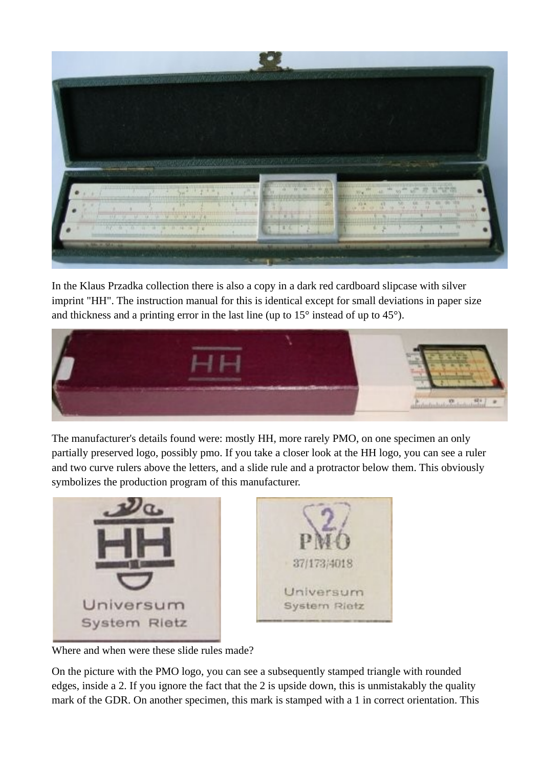In the Klaus Przadka collection there is also a copy in a dark red cardboard slipcase with silver imprint "HH". The instruction manual for this is identical except for small deviations in paper size and thickness and a printing error in the last line (up to 15° instead of up to 45°).

The manufacturer's details found were: mostly HH, more rarely PMO, on one specimen an only partially preserved logo, possibly pmo. If you take a closer look at the HH logo, you can see a ruler and two curve rulers above the letters, and a slide rule and a protractor below them. This obviously symbolizes the production program of this manufacturer.

Where and when were these slide rules made?

On the picture with the PMO logo, you can see a subsequently stamped triangle with rounded edges, inside a 2. If you ignore the fact that the 2 is upside down, this is unmistakably the quality mark of the GDR. On another specimen, this mark is stamped with a 1 in correct orientation. This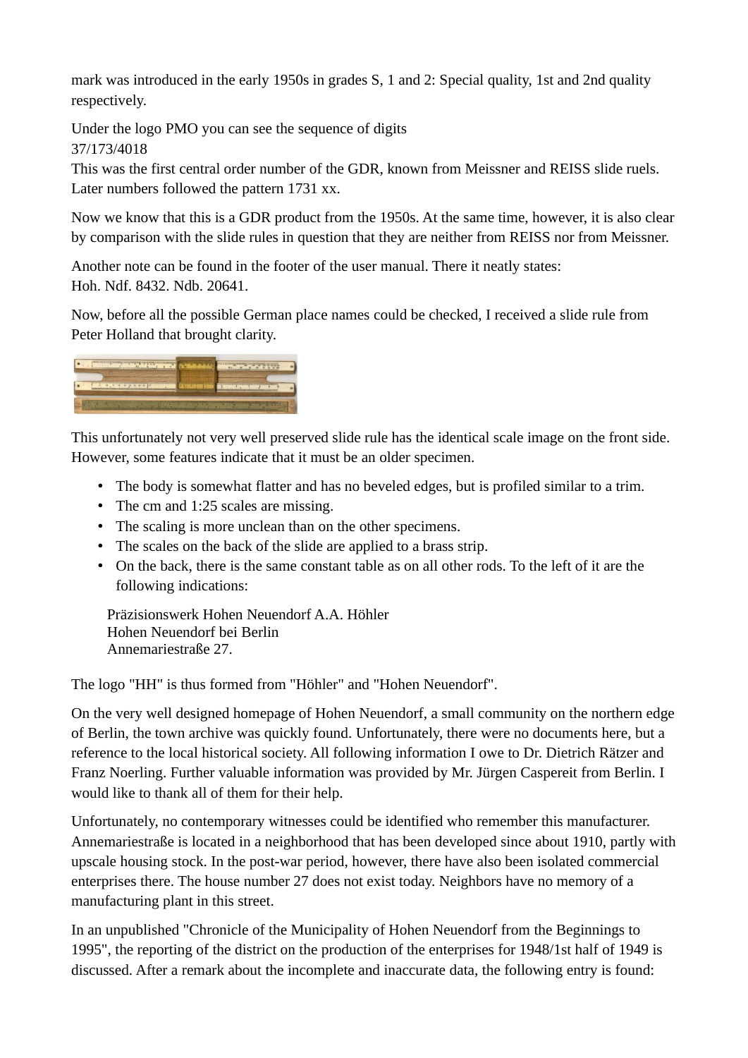mark was introduced in the early 1950s in grades S, 1 and 2: Special quality, 1st and 2nd quality respectively.

Under the logo PMO you can see the sequence of digits
37/173/4018
This was the first central order number of the GDR, known from Meissner and REISS slide ruels. Later numbers followed the pattern 1731 xx.

Now we know that this is a GDR product from the 1950s. At the same time, however, it is also clear by comparison with the slide rules in question that they are neither from REISS nor from Meissner.

Another note can be found in the footer of the user manual. There it neatly states:
Hoh. Ndf. 8432. Ndb. 20641.

Now, before all the possible German place names could be checked, I received a slide rule from Peter Holland that brought clarity.

This unfortunately not very well preserved slide rule has the identical scale image on the front side. However, some features indicate that it must be an older specimen.

- The body is somewhat flatter and has no beveled edges, but is profiled similar to a trim.
- The cm and 1:25 scales are missing.
- The scaling is more unclean than on the other specimens.
- The scales on the back of the slide are applied to a brass strip.
- On the back, there is the same constant table as on all other rods. To the left of it are the following indications:

  Präzisionswerk Hohen Neuendorf A.A. Höhler
  Hohen Neuendorf bei Berlin
  Annemariestraße 27.

The logo "HH" is thus formed from "Höhler" and "Hohen Neuendorf".

On the very well designed homepage of Hohen Neuendorf, a small community on the northern edge of Berlin, the town archive was quickly found. Unfortunately, there were no documents here, but a reference to the local historical society. All following information I owe to Dr. Dietrich Rätzer and Franz Noerling. Further valuable information was provided by Mr. Jürgen Caspereit from Berlin. I would like to thank all of them for their help.

Unfortunately, no contemporary witnesses could be identified who remember this manufacturer. Annemariestraße is located in a neighborhood that has been developed since about 1910, partly with upscale housing stock. In the post-war period, however, there have also been isolated commercial enterprises there. The house number 27 does not exist today. Neighbors have no memory of a manufacturing plant in this street.

In an unpublished "Chronicle of the Municipality of Hohen Neuendorf from the Beginnings to 1995", the reporting of the district on the production of the enterprises for 1948/1st half of 1949 is discussed. After a remark about the incomplete and inaccurate data, the following entry is found: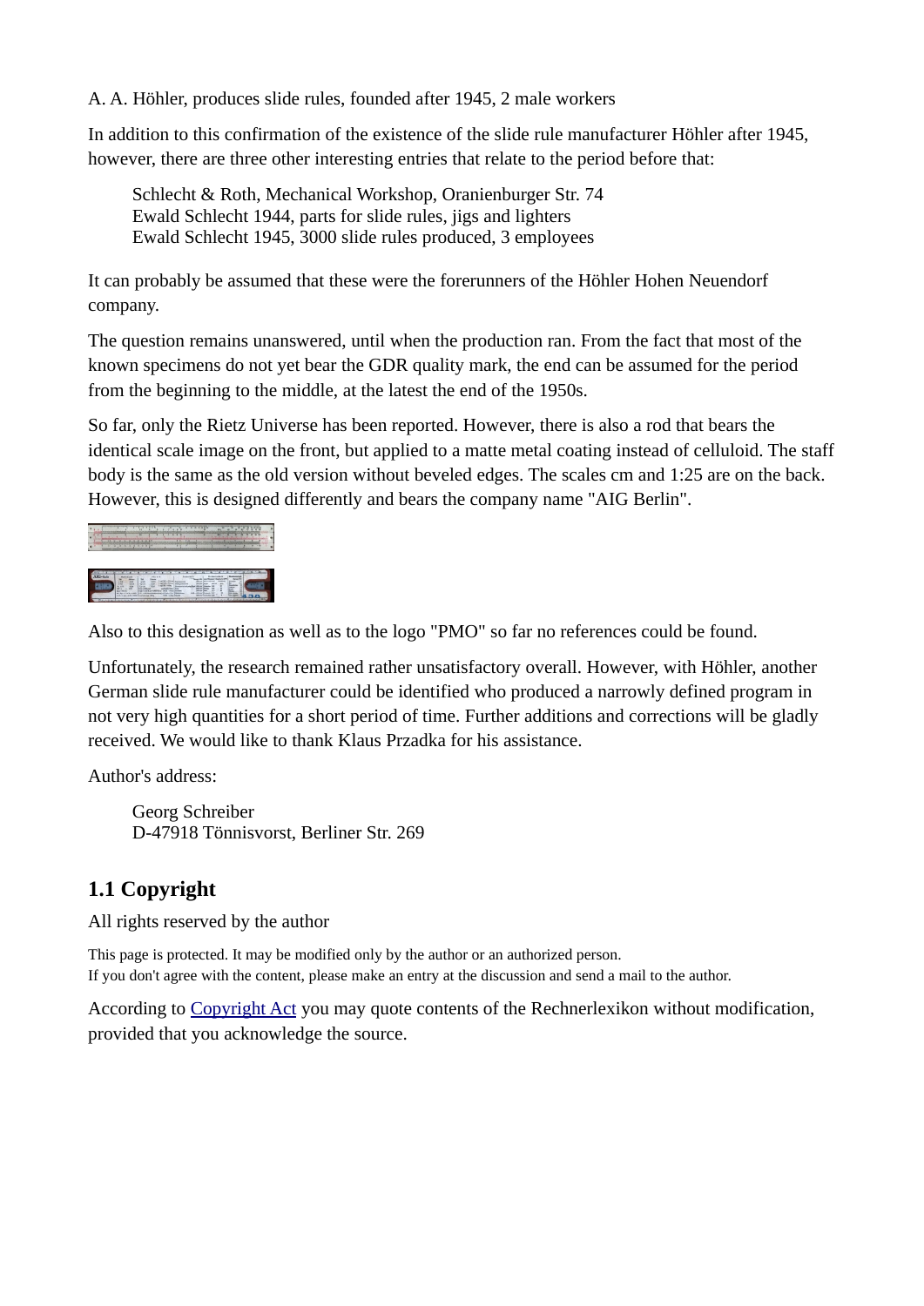A. A. Höhler, produces slide rules, founded after 1945, 2 male workers

In addition to this confirmation of the existence of the slide rule manufacturer Höhler after 1945, however, there are three other interesting entries that relate to the period before that:

> Schlecht & Roth, Mechanical Workshop, Oranienburger Str. 74
> Ewald Schlecht 1944, parts for slide rules, jigs and lighters
> Ewald Schlecht 1945, 3000 slide rules produced, 3 employees

It can probably be assumed that these were the forerunners of the Höhler Hohen Neuendorf company.

The question remains unanswered, until when the production ran. From the fact that most of the known specimens do not yet bear the GDR quality mark, the end can be assumed for the period from the beginning to the middle, at the latest the end of the 1950s.

So far, only the Rietz Universe has been reported. However, there is also a rod that bears the identical scale image on the front, but applied to a matte metal coating instead of celluloid. The staff body is the same as the old version without beveled edges. The scales cm and 1:25 are on the back. However, this is designed differently and bears the company name "AIG Berlin".

Also to this designation as well as to the logo "PMO" so far no references could be found.

Unfortunately, the research remained rather unsatisfactory overall. However, with Höhler, another German slide rule manufacturer could be identified who produced a narrowly defined program in not very high quantities for a short period of time. Further additions and corrections will be gladly received. We would like to thank Klaus Przadka for his assistance.

Author's address:

> Georg Schreiber
> D-47918 Tönnisvorst, Berliner Str. 269

## 1.1 Copyright

All rights reserved by the author

This page is protected. It may be modified only by the author or an authorized person.
If you don't agree with the content, please make an entry at the discussion and send a mail to the author.

According to Copyright Act you may quote contents of the Rechnerlexikon without modification, provided that you acknowledge the source.